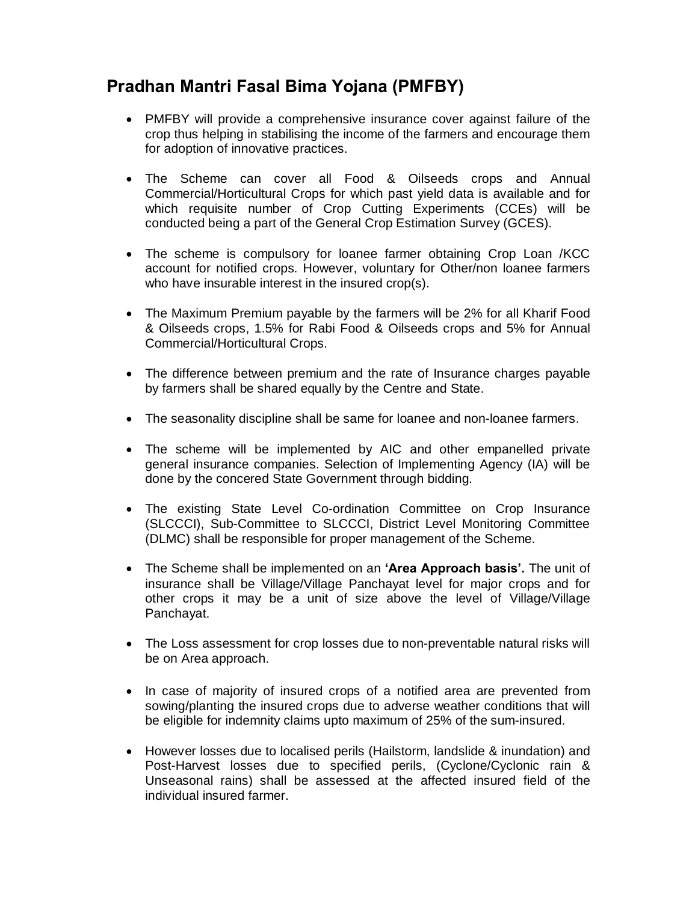# Pradhan Mantri Fasal Bima Yojana (PMFBY)

- PMFBY will provide a comprehensive insurance cover against failure of the crop thus helping in stabilising the income of the farmers and encourage them for adoption of innovative practices.

- The Scheme can cover all Food & Oilseeds crops and Annual Commercial/Horticultural Crops for which past yield data is available and for which requisite number of Crop Cutting Experiments (CCEs) will be conducted being a part of the General Crop Estimation Survey (GCES).

- The scheme is compulsory for loanee farmer obtaining Crop Loan /KCC account for notified crops. However, voluntary for Other/non loanee farmers who have insurable interest in the insured crop(s).

- The Maximum Premium payable by the farmers will be 2% for all Kharif Food & Oilseeds crops, 1.5% for Rabi Food & Oilseeds crops and 5% for Annual Commercial/Horticultural Crops.

- The difference between premium and the rate of Insurance charges payable by farmers shall be shared equally by the Centre and State.

- The seasonality discipline shall be same for loanee and non-loanee farmers.

- The scheme will be implemented by AIC and other empanelled private general insurance companies. Selection of Implementing Agency (IA) will be done by the concered State Government through bidding.

- The existing State Level Co-ordination Committee on Crop Insurance (SLCCCI), Sub-Committee to SLCCCI, District Level Monitoring Committee (DLMC) shall be responsible for proper management of the Scheme.

- The Scheme shall be implemented on an **'Area Approach basis'.** The unit of insurance shall be Village/Village Panchayat level for major crops and for other crops it may be a unit of size above the level of Village/Village Panchayat.

- The Loss assessment for crop losses due to non-preventable natural risks will be on Area approach.

- In case of majority of insured crops of a notified area are prevented from sowing/planting the insured crops due to adverse weather conditions that will be eligible for indemnity claims upto maximum of 25% of the sum-insured.

- However losses due to localised perils (Hailstorm, landslide & inundation) and Post-Harvest losses due to specified perils, (Cyclone/Cyclonic rain & Unseasonal rains) shall be assessed at the affected insured field of the individual insured farmer.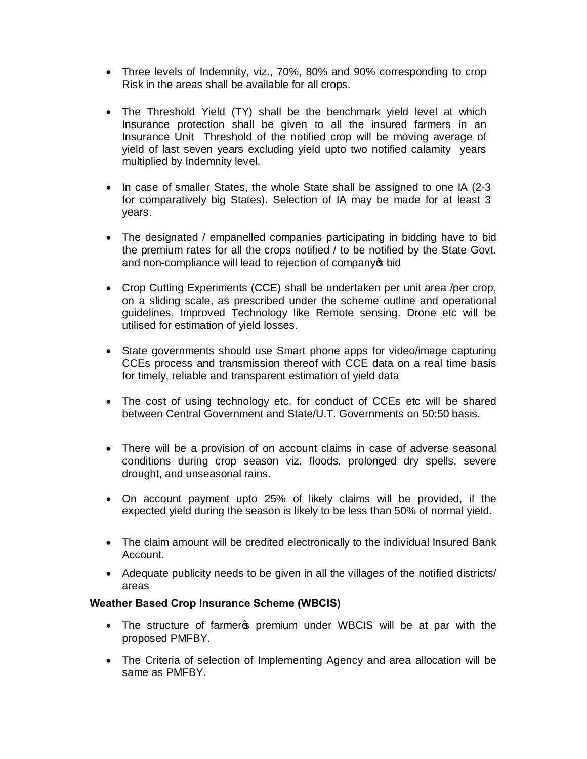- Three levels of Indemnity, viz., 70%, 80% and 90% corresponding to crop Risk in the areas shall be available for all crops.

- The Threshold Yield (TY) shall be the benchmark yield level at which Insurance protection shall be given to all the insured farmers in an Insurance Unit Threshold of the notified crop will be moving average of yield of last seven years excluding yield upto two notified calamity years multiplied by Indemnity level.

- In case of smaller States, the whole State shall be assigned to one IA (2-3 for comparatively big States). Selection of IA may be made for at least 3 years.

- The designated / empanelled companies participating in bidding have to bid the premium rates for all the crops notified / to be notified by the State Govt. and non-compliance will lead to rejection of company's bid

- Crop Cutting Experiments (CCE) shall be undertaken per unit area /per crop, on a sliding scale, as prescribed under the scheme outline and operational guidelines. Improved Technology like Remote sensing. Drone etc will be utilised for estimation of yield losses.

- State governments should use Smart phone apps for video/image capturing CCEs process and transmission thereof with CCE data on a real time basis for timely, reliable and transparent estimation of yield data

- The cost of using technology etc. for conduct of CCEs etc will be shared between Central Government and State/U.T. Governments on 50:50 basis.

- There will be a provision of on account claims in case of adverse seasonal conditions during crop season viz. floods, prolonged dry spells, severe drought, and unseasonal rains.

- On account payment upto 25% of likely claims will be provided, if the expected yield during the season is likely to be less than 50% of normal yield**.**

- The claim amount will be credited electronically to the individual Insured Bank Account.

- Adequate publicity needs to be given in all the villages of the notified districts/ areas

**Weather Based Crop Insurance Scheme (WBCIS)**

- The structure of farmer's premium under WBCIS will be at par with the proposed PMFBY.

- The Criteria of selection of Implementing Agency and area allocation will be same as PMFBY.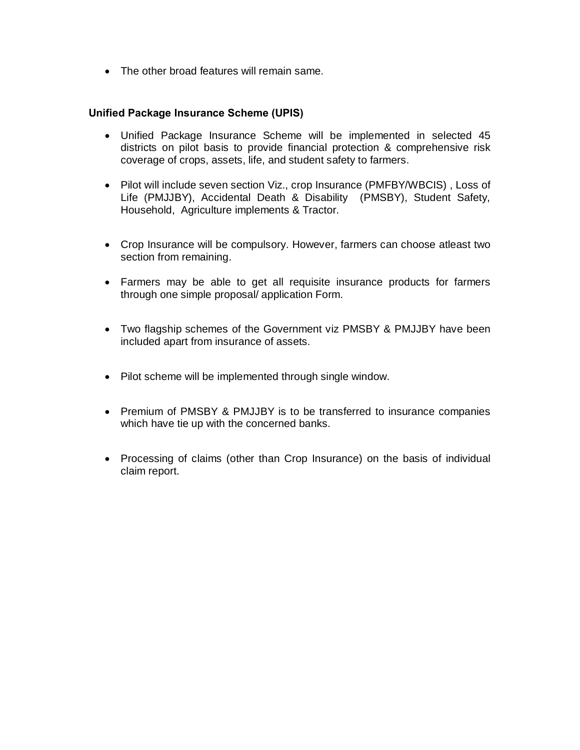- The other broad features will remain same.

**Unified Package Insurance Scheme (UPIS)**

- Unified Package Insurance Scheme will be implemented in selected 45 districts on pilot basis to provide financial protection & comprehensive risk coverage of crops, assets, life, and student safety to farmers.
- Pilot will include seven section Viz., crop Insurance (PMFBY/WBCIS) , Loss of Life (PMJJBY), Accidental Death & Disability (PMSBY), Student Safety, Household, Agriculture implements & Tractor.
- Crop Insurance will be compulsory. However, farmers can choose atleast two section from remaining.
- Farmers may be able to get all requisite insurance products for farmers through one simple proposal/ application Form.
- Two flagship schemes of the Government viz PMSBY & PMJJBY have been included apart from insurance of assets.
- Pilot scheme will be implemented through single window.
- Premium of PMSBY & PMJJBY is to be transferred to insurance companies which have tie up with the concerned banks.
- Processing of claims (other than Crop Insurance) on the basis of individual claim report.